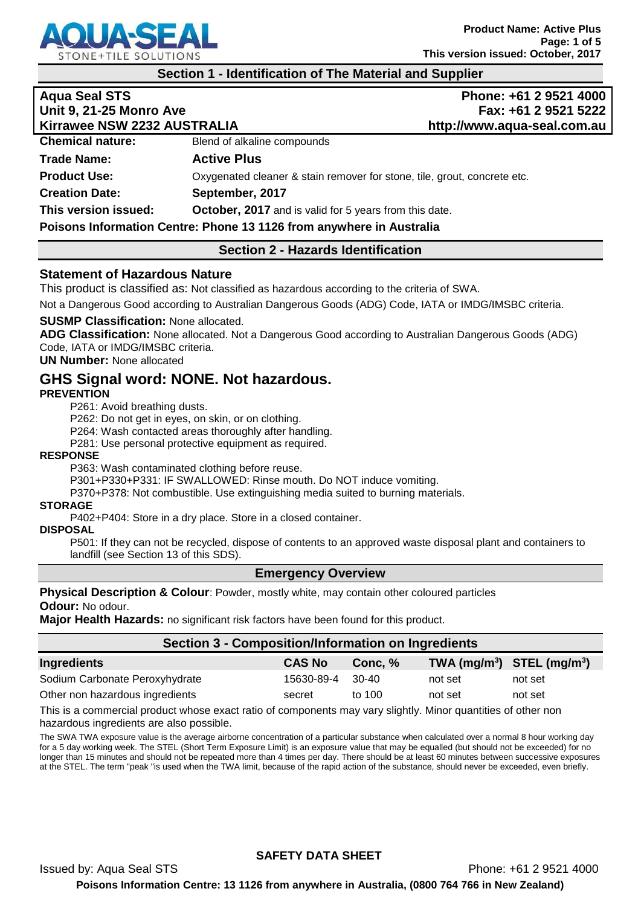## Section 1 - Identification of The Material and Supplier

**Aqua Seal STS**
**Unit 9, 21-25 Monro Ave**
**Kirrawee NSW 2232 AUSTRALIA**

**Phone: +61 2 9521 4000**
**Fax: +61 2 9521 5222**
**http://www.aqua-seal.com.au**

| | |
|---|---|
| **Chemical nature:** | Blend of alkaline compounds |
| **Trade Name:** | **Active Plus** |
| **Product Use:** | Oxygenated cleaner & stain remover for stone, tile, grout, concrete etc. |
| **Creation Date:** | **September, 2017** |
| **This version issued:** | **October, 2017** and is valid for 5 years from this date. |

**Poisons Information Centre: Phone 13 1126 from anywhere in Australia**

## Section 2 - Hazards Identification

### Statement of Hazardous Nature

This product is classified as: Not classified as hazardous according to the criteria of SWA.

Not a Dangerous Good according to Australian Dangerous Goods (ADG) Code, IATA or IMDG/IMSBC criteria.

**SUSMP Classification:** None allocated.

**ADG Classification:** None allocated. Not a Dangerous Good according to Australian Dangerous Goods (ADG) Code, IATA or IMDG/IMSBC criteria.

**UN Number:** None allocated

## GHS Signal word: NONE. Not hazardous.

**PREVENTION**

P261: Avoid breathing dusts.
P262: Do not get in eyes, on skin, or on clothing.
P264: Wash contacted areas thoroughly after handling.
P281: Use personal protective equipment as required.

**RESPONSE**

P363: Wash contaminated clothing before reuse.
P301+P330+P331: IF SWALLOWED: Rinse mouth. Do NOT induce vomiting.
P370+P378: Not combustible. Use extinguishing media suited to burning materials.

**STORAGE**

P402+P404: Store in a dry place. Store in a closed container.

**DISPOSAL**

P501: If they can not be recycled, dispose of contents to an approved waste disposal plant and containers to landfill (see Section 13 of this SDS).

## Emergency Overview

**Physical Description & Colour**: Powder, mostly white, may contain other coloured particles

**Odour:** No odour.

**Major Health Hazards:** no significant risk factors have been found for this product.

## Section 3 - Composition/Information on Ingredients

| Ingredients | CAS No | Conc, % | TWA (mg/m$^3$) | STEL (mg/m$^3$) |
|---|---|---|---|---|
| Sodium Carbonate Peroxyhydrate | 15630-89-4 | 30-40 | not set | not set |
| Other non hazardous ingredients | secret | to 100 | not set | not set |

This is a commercial product whose exact ratio of components may vary slightly. Minor quantities of other non hazardous ingredients are also possible.

The SWA TWA exposure value is the average airborne concentration of a particular substance when calculated over a normal 8 hour working day for a 5 day working week. The STEL (Short Term Exposure Limit) is an exposure value that may be equalled (but should not be exceeded) for no longer than 15 minutes and should not be repeated more than 4 times per day. There should be at least 60 minutes between successive exposures at the STEL. The term "peak "is used when the TWA limit, because of the rapid action of the substance, should never be exceeded, even briefly.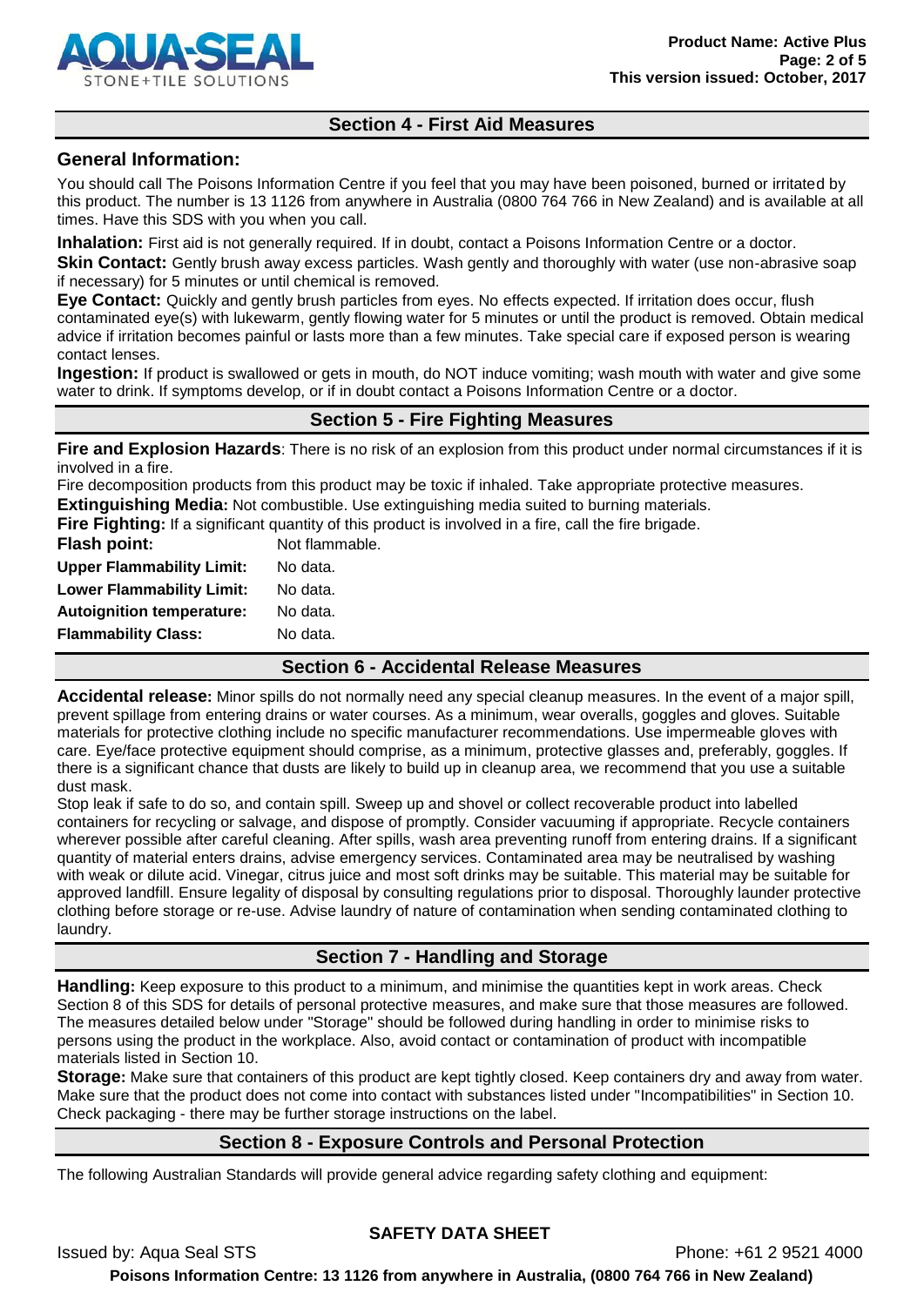## Section 4 - First Aid Measures

### General Information:

You should call The Poisons Information Centre if you feel that you may have been poisoned, burned or irritated by this product. The number is 13 1126 from anywhere in Australia (0800 764 766 in New Zealand) and is available at all times. Have this SDS with you when you call.

**Inhalation:** First aid is not generally required. If in doubt, contact a Poisons Information Centre or a doctor.

**Skin Contact:** Gently brush away excess particles. Wash gently and thoroughly with water (use non-abrasive soap if necessary) for 5 minutes or until chemical is removed.

**Eye Contact:** Quickly and gently brush particles from eyes. No effects expected. If irritation does occur, flush contaminated eye(s) with lukewarm, gently flowing water for 5 minutes or until the product is removed. Obtain medical advice if irritation becomes painful or lasts more than a few minutes. Take special care if exposed person is wearing contact lenses.

**Ingestion:** If product is swallowed or gets in mouth, do NOT induce vomiting; wash mouth with water and give some water to drink. If symptoms develop, or if in doubt contact a Poisons Information Centre or a doctor.

## Section 5 - Fire Fighting Measures

**Fire and Explosion Hazards**: There is no risk of an explosion from this product under normal circumstances if it is involved in a fire.

Fire decomposition products from this product may be toxic if inhaled. Take appropriate protective measures.

**Extinguishing Media:** Not combustible. Use extinguishing media suited to burning materials.

**Fire Fighting:** If a significant quantity of this product is involved in a fire, call the fire brigade.

| | |
|---|---|
| **Flash point:** | Not flammable. |
| **Upper Flammability Limit:** | No data. |
| **Lower Flammability Limit:** | No data. |
| **Autoignition temperature:** | No data. |
| **Flammability Class:** | No data. |

## Section 6 - Accidental Release Measures

**Accidental release:** Minor spills do not normally need any special cleanup measures. In the event of a major spill, prevent spillage from entering drains or water courses. As a minimum, wear overalls, goggles and gloves. Suitable materials for protective clothing include no specific manufacturer recommendations. Use impermeable gloves with care. Eye/face protective equipment should comprise, as a minimum, protective glasses and, preferably, goggles. If there is a significant chance that dusts are likely to build up in cleanup area, we recommend that you use a suitable dust mask.

Stop leak if safe to do so, and contain spill. Sweep up and shovel or collect recoverable product into labelled containers for recycling or salvage, and dispose of promptly. Consider vacuuming if appropriate. Recycle containers wherever possible after careful cleaning. After spills, wash area preventing runoff from entering drains. If a significant quantity of material enters drains, advise emergency services. Contaminated area may be neutralised by washing with weak or dilute acid. Vinegar, citrus juice and most soft drinks may be suitable. This material may be suitable for approved landfill. Ensure legality of disposal by consulting regulations prior to disposal. Thoroughly launder protective clothing before storage or re-use. Advise laundry of nature of contamination when sending contaminated clothing to laundry.

## Section 7 - Handling and Storage

**Handling:** Keep exposure to this product to a minimum, and minimise the quantities kept in work areas. Check Section 8 of this SDS for details of personal protective measures, and make sure that those measures are followed. The measures detailed below under "Storage" should be followed during handling in order to minimise risks to persons using the product in the workplace. Also, avoid contact or contamination of product with incompatible materials listed in Section 10.

**Storage:** Make sure that containers of this product are kept tightly closed. Keep containers dry and away from water. Make sure that the product does not come into contact with substances listed under "Incompatibilities" in Section 10. Check packaging - there may be further storage instructions on the label.

## Section 8 - Exposure Controls and Personal Protection

The following Australian Standards will provide general advice regarding safety clothing and equipment: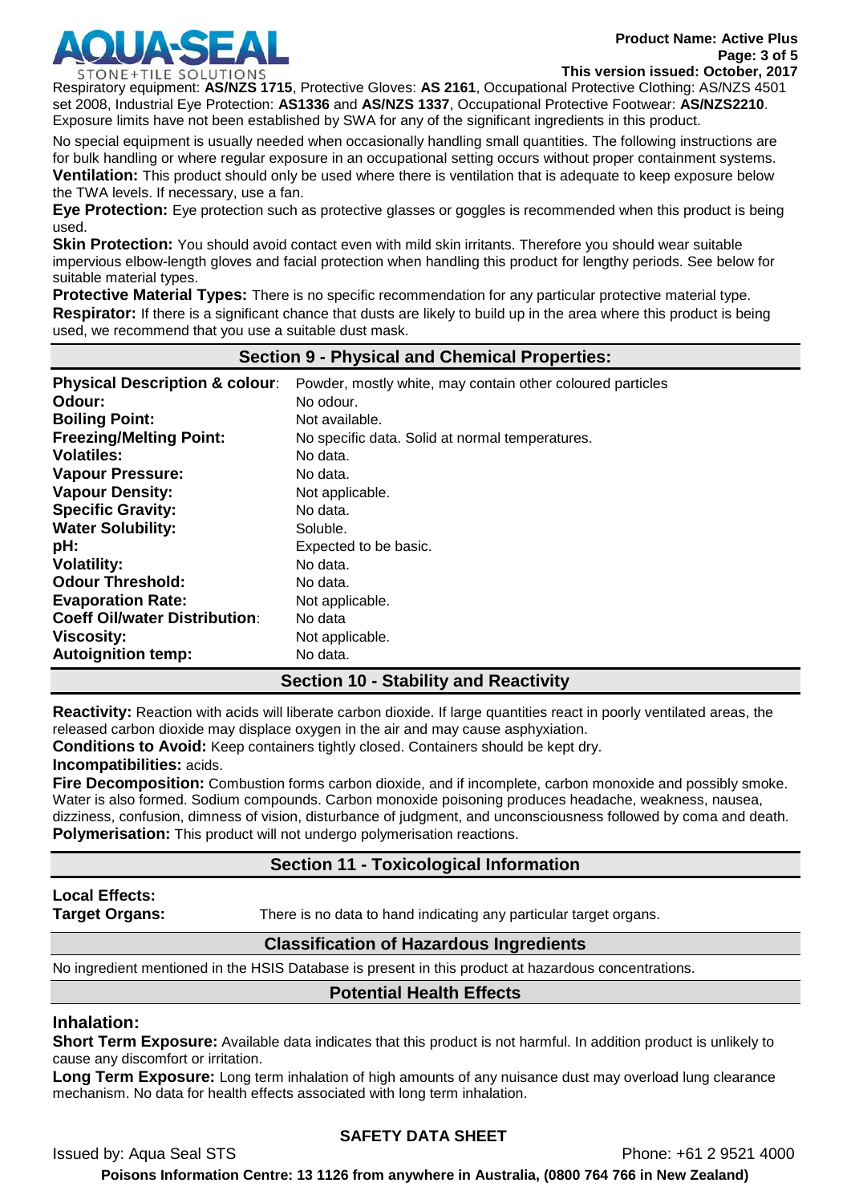Respiratory equipment: **AS/NZS 1715**, Protective Gloves: **AS 2161**, Occupational Protective Clothing: AS/NZS 4501 set 2008, Industrial Eye Protection: **AS1336** and **AS/NZS 1337**, Occupational Protective Footwear: **AS/NZS2210**. Exposure limits have not been established by SWA for any of the significant ingredients in this product.

No special equipment is usually needed when occasionally handling small quantities. The following instructions are for bulk handling or where regular exposure in an occupational setting occurs without proper containment systems.

**Ventilation:** This product should only be used where there is ventilation that is adequate to keep exposure below the TWA levels. If necessary, use a fan.

**Eye Protection:** Eye protection such as protective glasses or goggles is recommended when this product is being used.

**Skin Protection:** You should avoid contact even with mild skin irritants. Therefore you should wear suitable impervious elbow-length gloves and facial protection when handling this product for lengthy periods. See below for suitable material types.

**Protective Material Types:** There is no specific recommendation for any particular protective material type.

**Respirator:** If there is a significant chance that dusts are likely to build up in the area where this product is being used, we recommend that you use a suitable dust mask.

## Section 9 - Physical and Chemical Properties:

| | |
|---|---|
| **Physical Description & colour**: | Powder, mostly white, may contain other coloured particles |
| **Odour:** | No odour. |
| **Boiling Point:** | Not available. |
| **Freezing/Melting Point:** | No specific data. Solid at normal temperatures. |
| **Volatiles:** | No data. |
| **Vapour Pressure:** | No data. |
| **Vapour Density:** | Not applicable. |
| **Specific Gravity:** | No data. |
| **Water Solubility:** | Soluble. |
| **pH:** | Expected to be basic. |
| **Volatility:** | No data. |
| **Odour Threshold:** | No data. |
| **Evaporation Rate:** | Not applicable. |
| **Coeff Oil/water Distribution**: | No data |
| **Viscosity:** | Not applicable. |
| **Autoignition temp:** | No data. |

## Section 10 - Stability and Reactivity

**Reactivity:** Reaction with acids will liberate carbon dioxide. If large quantities react in poorly ventilated areas, the released carbon dioxide may displace oxygen in the air and may cause asphyxiation.

**Conditions to Avoid:** Keep containers tightly closed. Containers should be kept dry.

**Incompatibilities:** acids.

**Fire Decomposition:** Combustion forms carbon dioxide, and if incomplete, carbon monoxide and possibly smoke. Water is also formed. Sodium compounds. Carbon monoxide poisoning produces headache, weakness, nausea, dizziness, confusion, dimness of vision, disturbance of judgment, and unconsciousness followed by coma and death.

**Polymerisation:** This product will not undergo polymerisation reactions.

## Section 11 - Toxicological Information

**Local Effects:**

**Target Organs:** There is no data to hand indicating any particular target organs.

### Classification of Hazardous Ingredients

No ingredient mentioned in the HSIS Database is present in this product at hazardous concentrations.

### Potential Health Effects

#### Inhalation:

**Short Term Exposure:** Available data indicates that this product is not harmful. In addition product is unlikely to cause any discomfort or irritation.

**Long Term Exposure:** Long term inhalation of high amounts of any nuisance dust may overload lung clearance mechanism. No data for health effects associated with long term inhalation.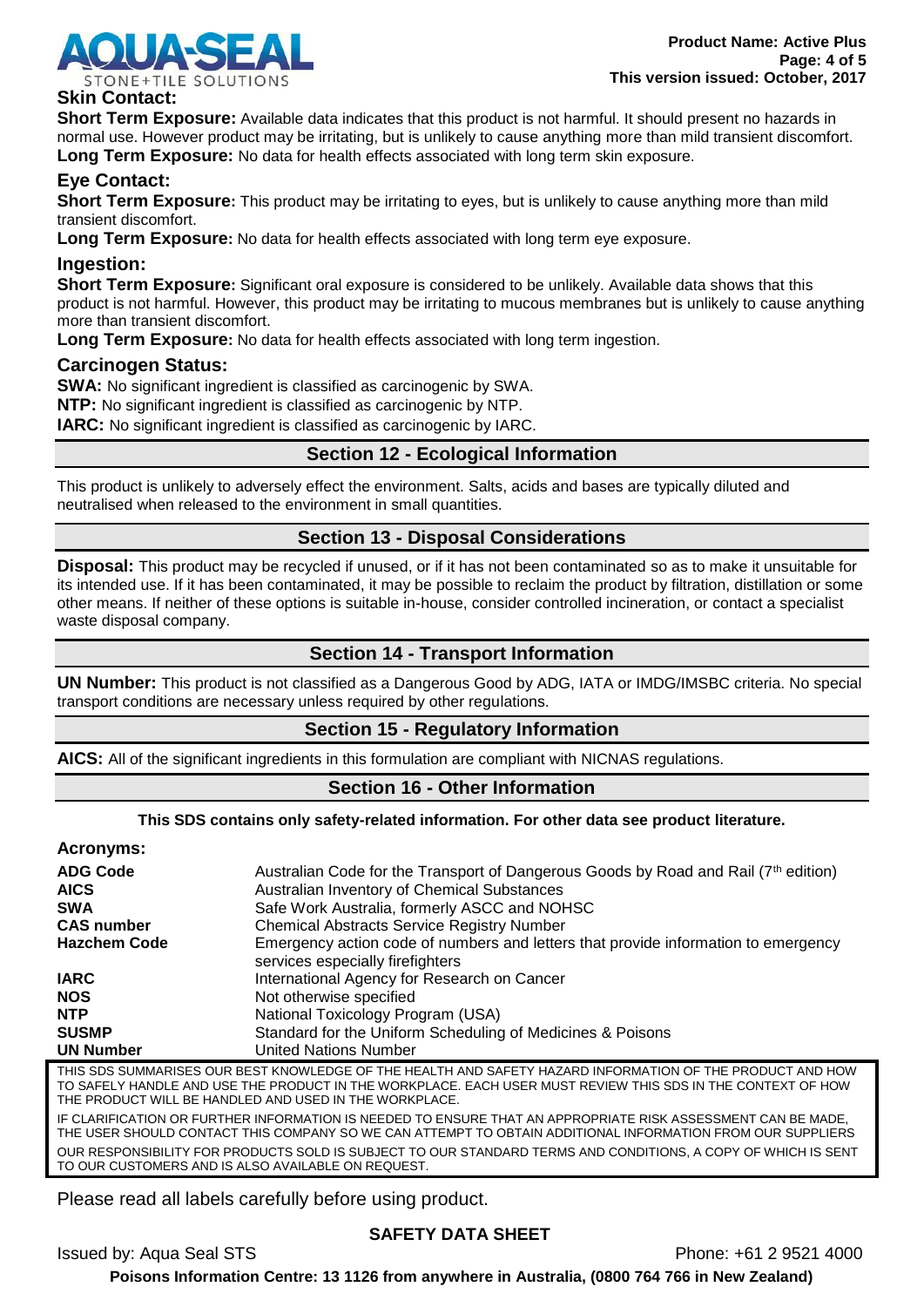### Skin Contact:

**Short Term Exposure:** Available data indicates that this product is not harmful. It should present no hazards in normal use. However product may be irritating, but is unlikely to cause anything more than mild transient discomfort.
**Long Term Exposure:** No data for health effects associated with long term skin exposure.

### Eye Contact:

**Short Term Exposure:** This product may be irritating to eyes, but is unlikely to cause anything more than mild transient discomfort.
**Long Term Exposure:** No data for health effects associated with long term eye exposure.

### Ingestion:

**Short Term Exposure:** Significant oral exposure is considered to be unlikely. Available data shows that this product is not harmful. However, this product may be irritating to mucous membranes but is unlikely to cause anything more than transient discomfort.
**Long Term Exposure:** No data for health effects associated with long term ingestion.

### Carcinogen Status:

**SWA:** No significant ingredient is classified as carcinogenic by SWA.
**NTP:** No significant ingredient is classified as carcinogenic by NTP.
**IARC:** No significant ingredient is classified as carcinogenic by IARC.

## Section 12 - Ecological Information

This product is unlikely to adversely effect the environment. Salts, acids and bases are typically diluted and neutralised when released to the environment in small quantities.

## Section 13 - Disposal Considerations

**Disposal:** This product may be recycled if unused, or if it has not been contaminated so as to make it unsuitable for its intended use. If it has been contaminated, it may be possible to reclaim the product by filtration, distillation or some other means. If neither of these options is suitable in-house, consider controlled incineration, or contact a specialist waste disposal company.

## Section 14 - Transport Information

**UN Number:** This product is not classified as a Dangerous Good by ADG, IATA or IMDG/IMSBC criteria. No special transport conditions are necessary unless required by other regulations.

## Section 15 - Regulatory Information

**AICS:** All of the significant ingredients in this formulation are compliant with NICNAS regulations.

## Section 16 - Other Information

**This SDS contains only safety-related information. For other data see product literature.**

### Acronyms:

| | |
|---|---|
| **ADG Code** | Australian Code for the Transport of Dangerous Goods by Road and Rail (7th edition) |
| **AICS** | Australian Inventory of Chemical Substances |
| **SWA** | Safe Work Australia, formerly ASCC and NOHSC |
| **CAS number** | Chemical Abstracts Service Registry Number |
| **Hazchem Code** | Emergency action code of numbers and letters that provide information to emergency services especially firefighters |
| **IARC** | International Agency for Research on Cancer |
| **NOS** | Not otherwise specified |
| **NTP** | National Toxicology Program (USA) |
| **SUSMP** | Standard for the Uniform Scheduling of Medicines & Poisons |
| **UN Number** | United Nations Number |

THIS SDS SUMMARISES OUR BEST KNOWLEDGE OF THE HEALTH AND SAFETY HAZARD INFORMATION OF THE PRODUCT AND HOW TO SAFELY HANDLE AND USE THE PRODUCT IN THE WORKPLACE. EACH USER MUST REVIEW THIS SDS IN THE CONTEXT OF HOW THE PRODUCT WILL BE HANDLED AND USED IN THE WORKPLACE.

IF CLARIFICATION OR FURTHER INFORMATION IS NEEDED TO ENSURE THAT AN APPROPRIATE RISK ASSESSMENT CAN BE MADE, THE USER SHOULD CONTACT THIS COMPANY SO WE CAN ATTEMPT TO OBTAIN ADDITIONAL INFORMATION FROM OUR SUPPLIERS

OUR RESPONSIBILITY FOR PRODUCTS SOLD IS SUBJECT TO OUR STANDARD TERMS AND CONDITIONS, A COPY OF WHICH IS SENT TO OUR CUSTOMERS AND IS ALSO AVAILABLE ON REQUEST.

Please read all labels carefully before using product.